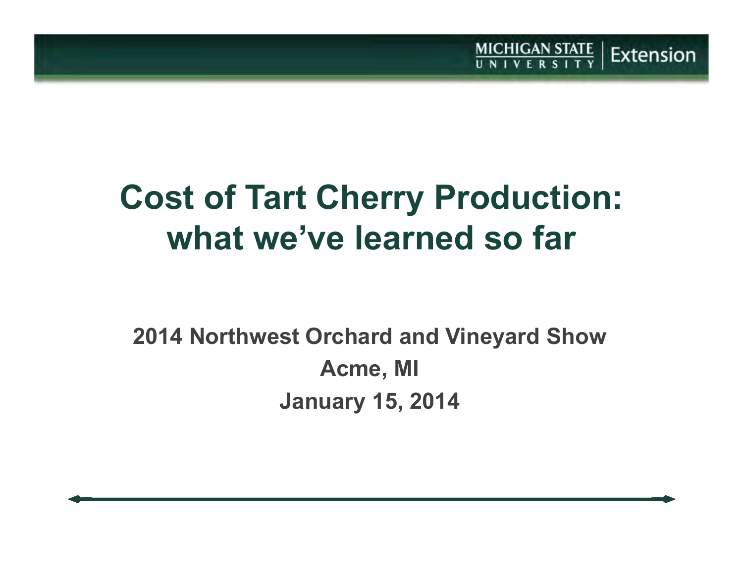# Cost of Tart Cherry Production: what we've learned so far

**2014 Northwest Orchard and Vineyard Show**

**Acme, MI**

**January 15, 2014**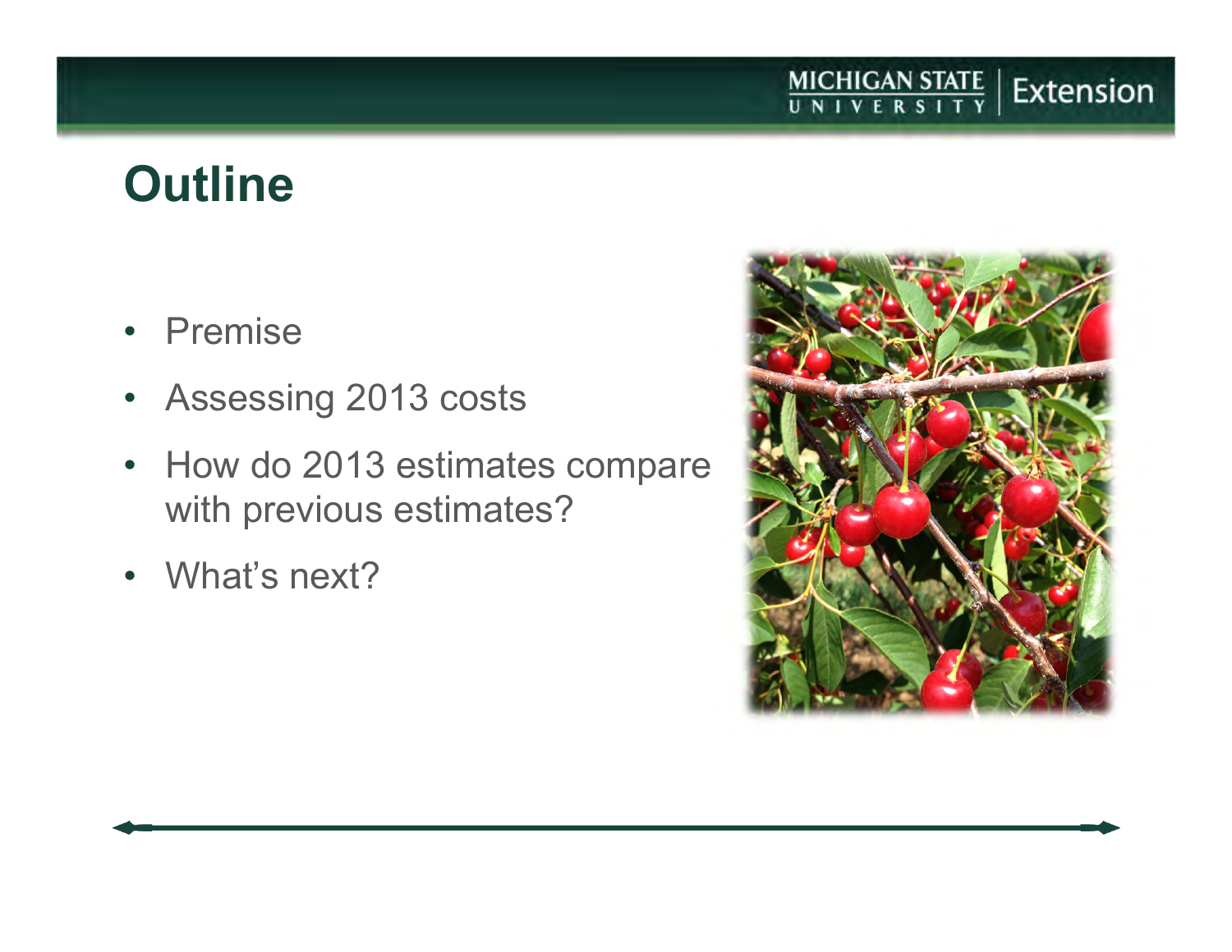# Outline

- Premise
- Assessing 2013 costs
- How do 2013 estimates compare with previous estimates?
- What's next?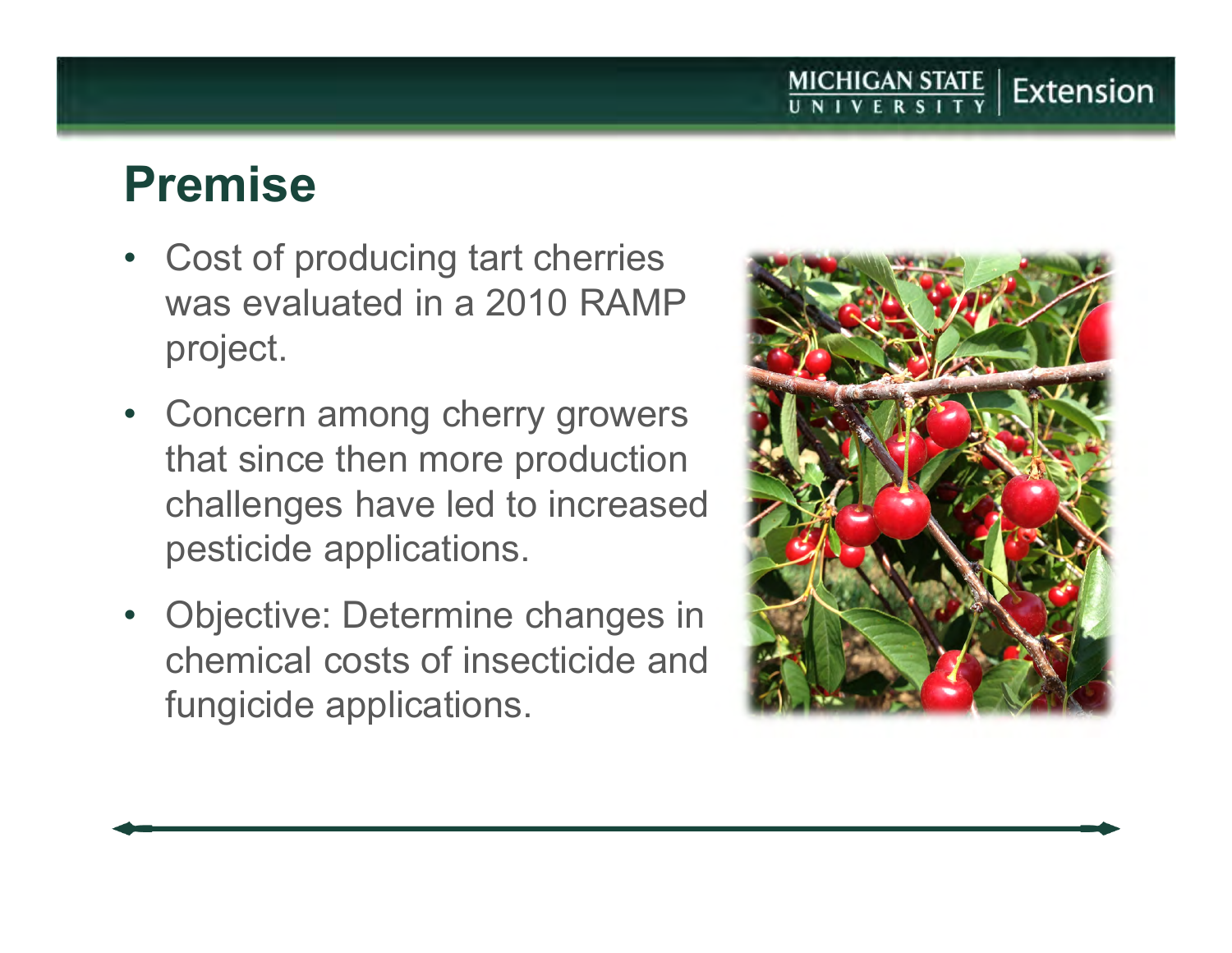# Premise

- Cost of producing tart cherries was evaluated in a 2010 RAMP project.
- Concern among cherry growers that since then more production challenges have led to increased pesticide applications.
- Objective: Determine changes in chemical costs of insecticide and fungicide applications.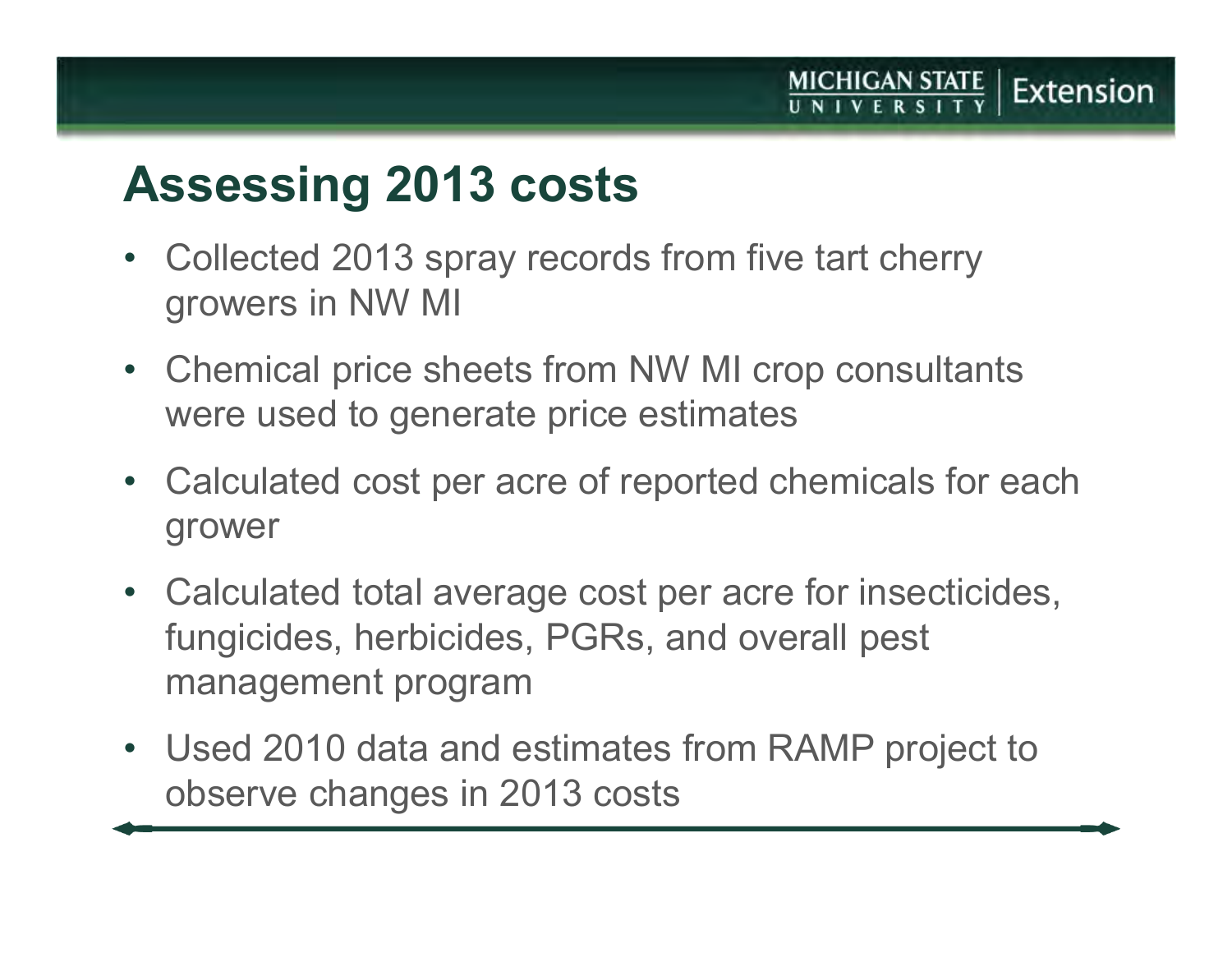# Assessing 2013 costs

- Collected 2013 spray records from five tart cherry growers in NW MI
- Chemical price sheets from NW MI crop consultants were used to generate price estimates
- Calculated cost per acre of reported chemicals for each grower
- Calculated total average cost per acre for insecticides, fungicides, herbicides, PGRs, and overall pest management program
- Used 2010 data and estimates from RAMP project to observe changes in 2013 costs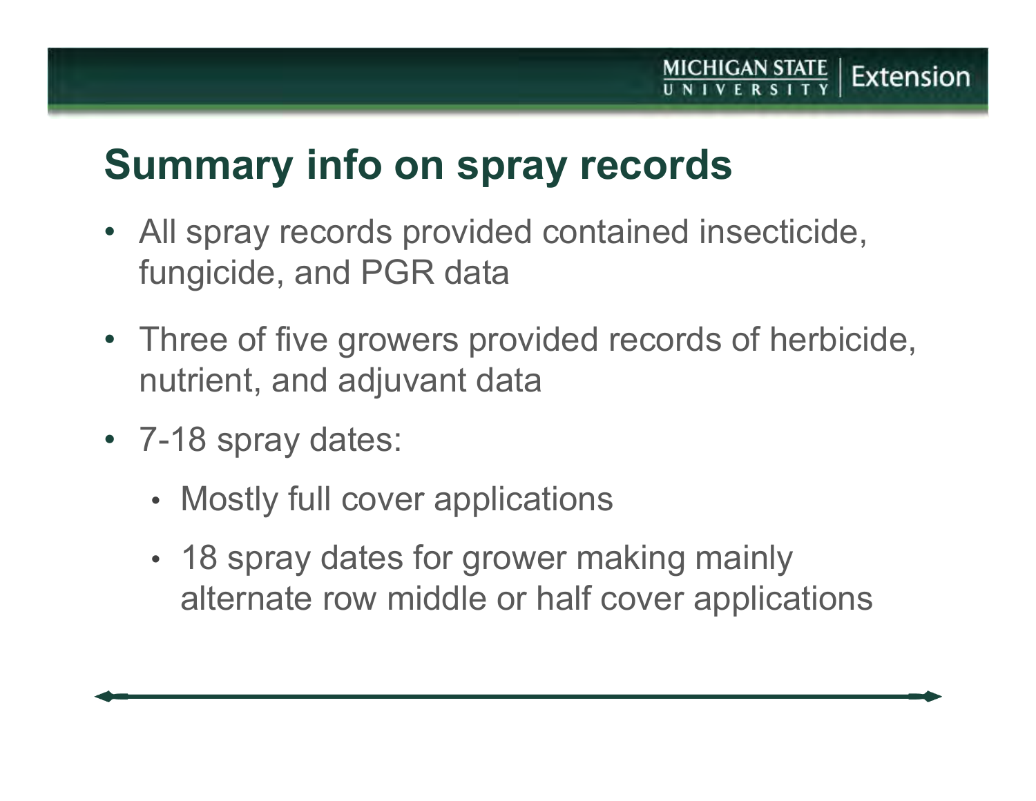# Summary info on spray records

- All spray records provided contained insecticide, fungicide, and PGR data
- Three of five growers provided records of herbicide, nutrient, and adjuvant data
- 7-18 spray dates:
  - Mostly full cover applications
  - 18 spray dates for grower making mainly alternate row middle or half cover applications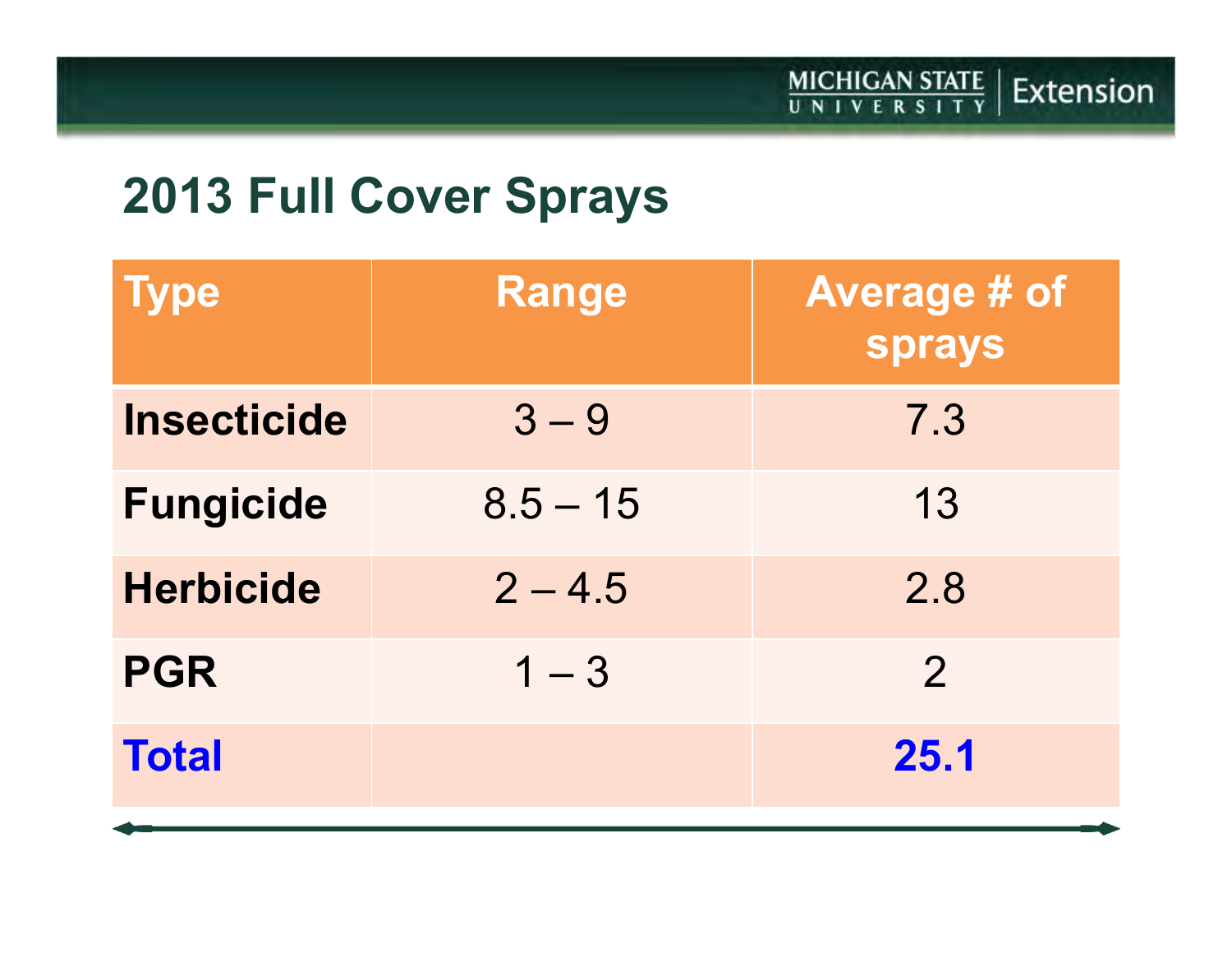## 2013 Full Cover Sprays

| Type | Range | Average # of sprays |
|---|---|---|
| **Insecticide** | 3 – 9 | 7.3 |
| **Fungicide** | 8.5 – 15 | 13 |
| **Herbicide** | 2 – 4.5 | 2.8 |
| **PGR** | 1 – 3 | 2 |
| **Total** | | **25.1** |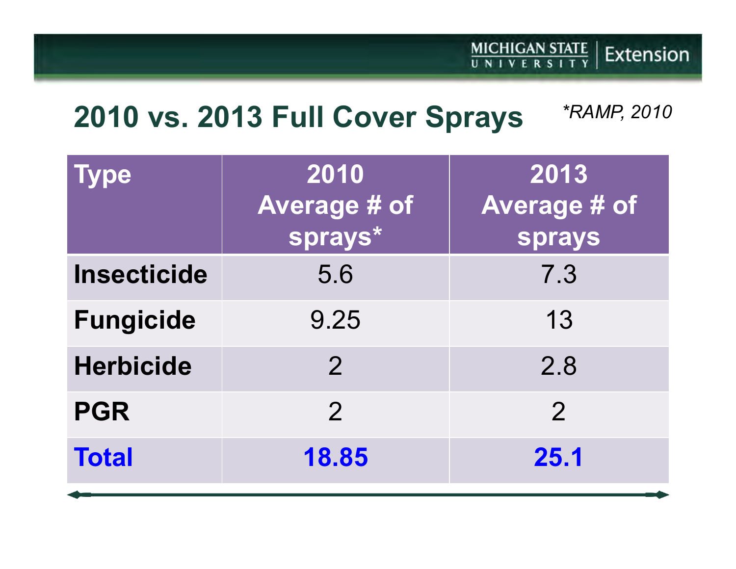## 2010 vs. 2013 Full Cover Sprays

*\*RAMP, 2010*

| Type | 2010 Average # of sprays* | 2013 Average # of sprays |
|---|---|---|
| **Insecticide** | 5.6 | 7.3 |
| **Fungicide** | 9.25 | 13 |
| **Herbicide** | 2 | 2.8 |
| **PGR** | 2 | 2 |
| **Total** | **18.85** | **25.1** |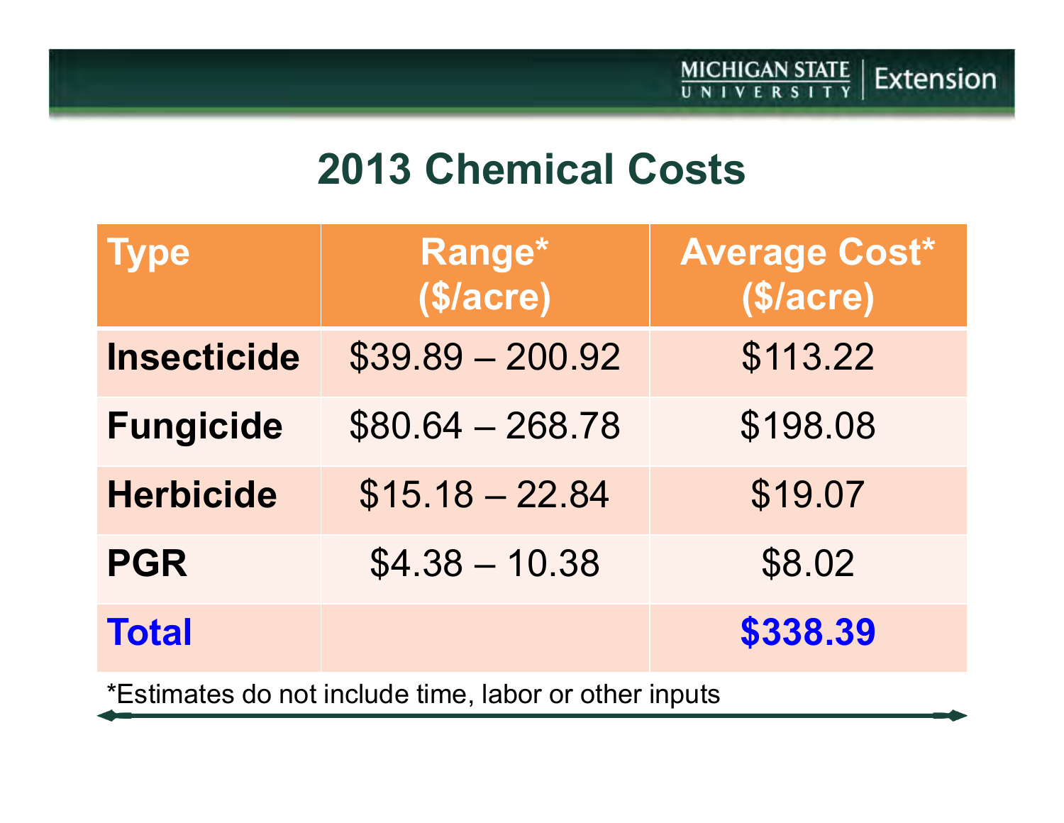# 2013 Chemical Costs

| Type | Range* ($/acre) | Average Cost* ($/acre) |
|---|---|---|
| **Insecticide** | $39.89 – 200.92 | $113.22 |
| **Fungicide** | $80.64 – 268.78 | $198.08 |
| **Herbicide** | $15.18 – 22.84 | $19.07 |
| **PGR** | $4.38 – 10.38 | $8.02 |
| **Total** | | **$338.39** |

*Estimates do not include time, labor or other inputs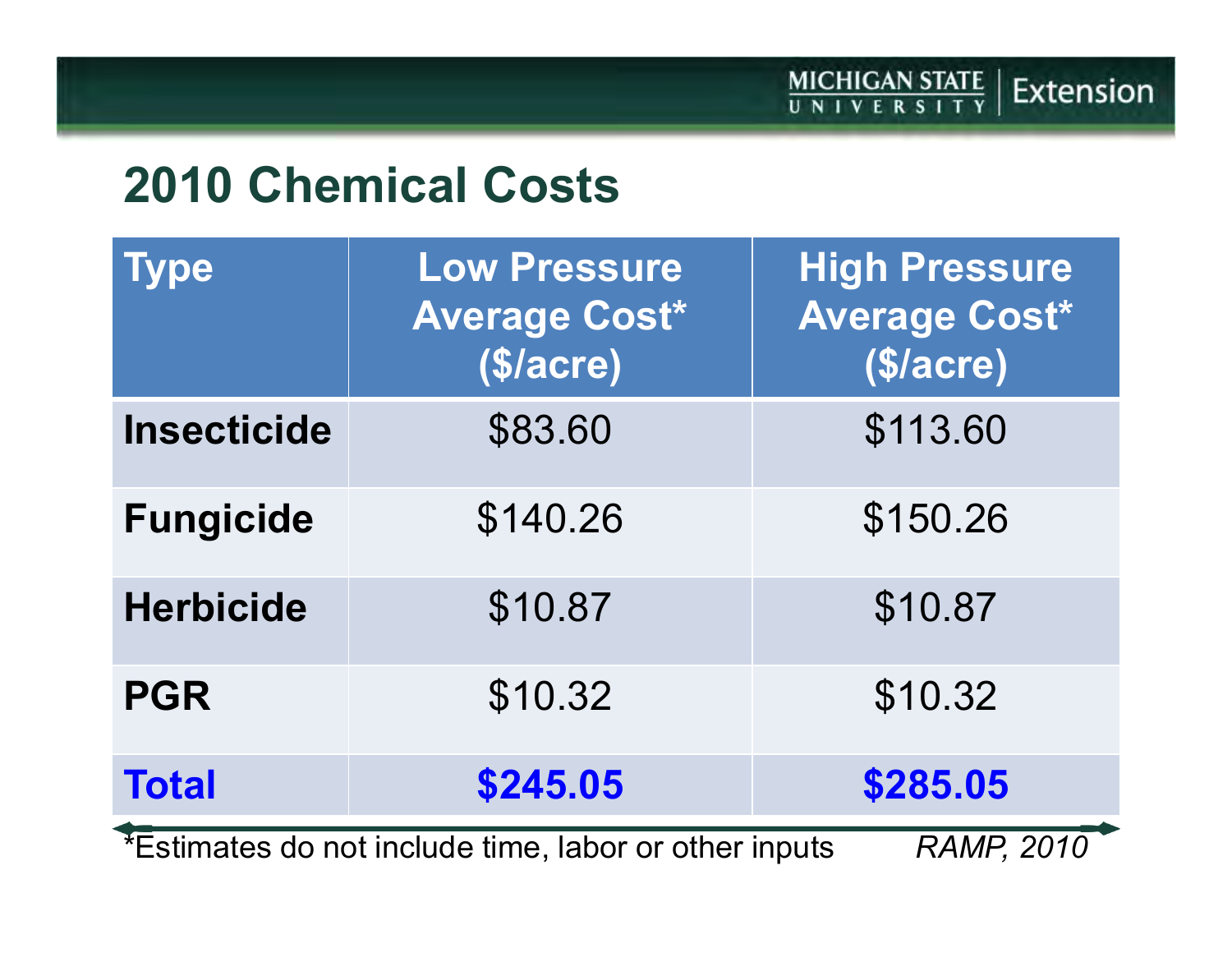## 2010 Chemical Costs

| Type | Low Pressure Average Cost* ($/acre) | High Pressure Average Cost* ($/acre) |
|---|---|---|
| **Insecticide** | $83.60 | $113.60 |
| **Fungicide** | $140.26 | $150.26 |
| **Herbicide** | $10.87 | $10.87 |
| **PGR** | $10.32 | $10.32 |
| **Total** | **$245.05** | **$285.05** |

*Estimates do not include time, labor or other inputs

*RAMP, 2010*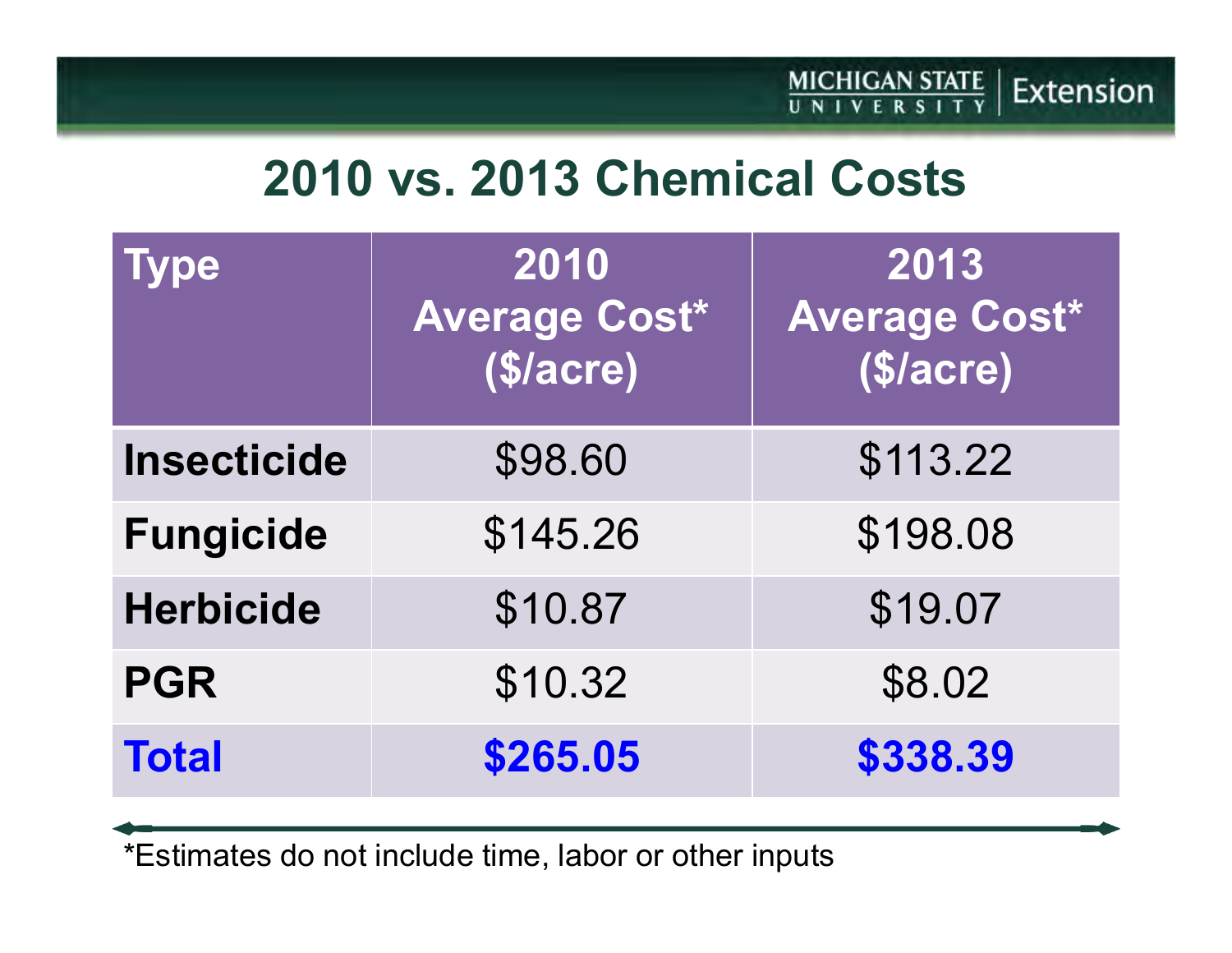# 2010 vs. 2013 Chemical Costs

| Type | 2010 Average Cost* ($/acre) | 2013 Average Cost* ($/acre) |
|---|---|---|
| **Insecticide** | $98.60 | $113.22 |
| **Fungicide** | $145.26 | $198.08 |
| **Herbicide** | $10.87 | $19.07 |
| **PGR** | $10.32 | $8.02 |
| **Total** | **$265.05** | **$338.39** |

*Estimates do not include time, labor or other inputs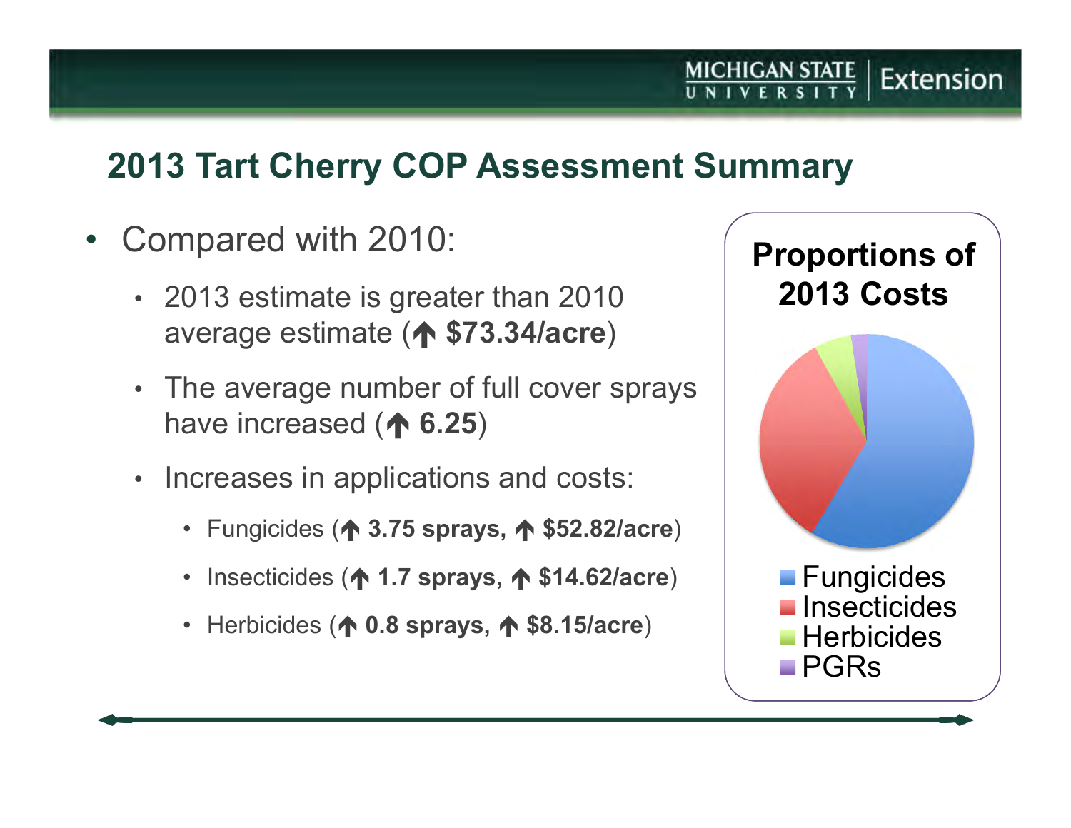## 2013 Tart Cherry COP Assessment Summary

- Compared with 2010:
  - 2013 estimate is greater than 2010 average estimate (↑ **$73.34/acre**)
  - The average number of full cover sprays have increased (↑ **6.25**)
  - Increases in applications and costs:
    - Fungicides (↑ **3.75 sprays,** ↑ **$52.82/acre**)
    - Insecticides (↑ **1.7 sprays,** ↑ **$14.62/acre**)
    - Herbicides (↑ **0.8 sprays,** ↑ **$8.15/acre**)

**Proportions of 2013 Costs**

- Fungicides
- Insecticides
- Herbicides
- PGRs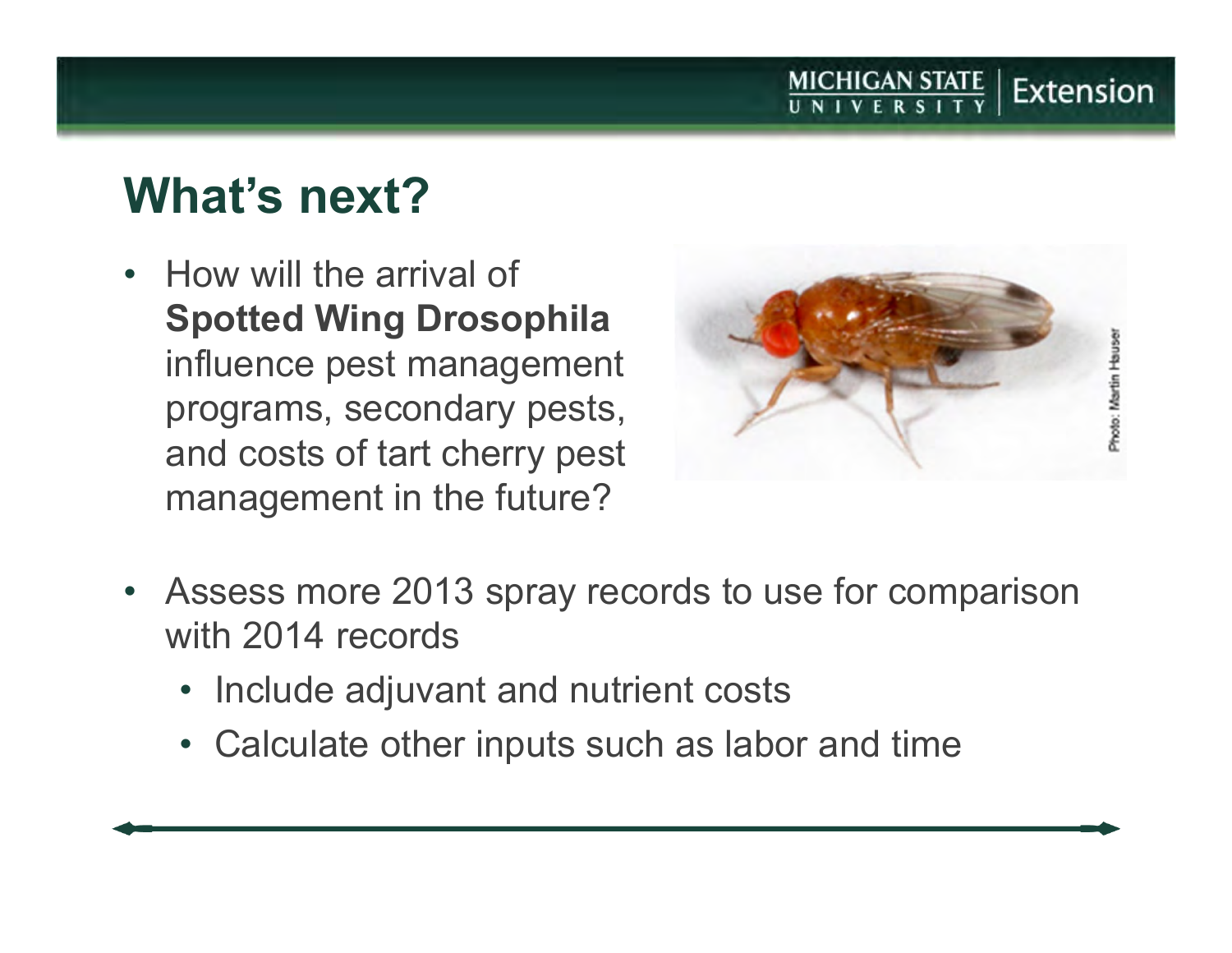# What's next?

- How will the arrival of **Spotted Wing Drosophila** influence pest management programs, secondary pests, and costs of tart cherry pest management in the future?

- Assess more 2013 spray records to use for comparison with 2014 records
  - Include adjuvant and nutrient costs
  - Calculate other inputs such as labor and time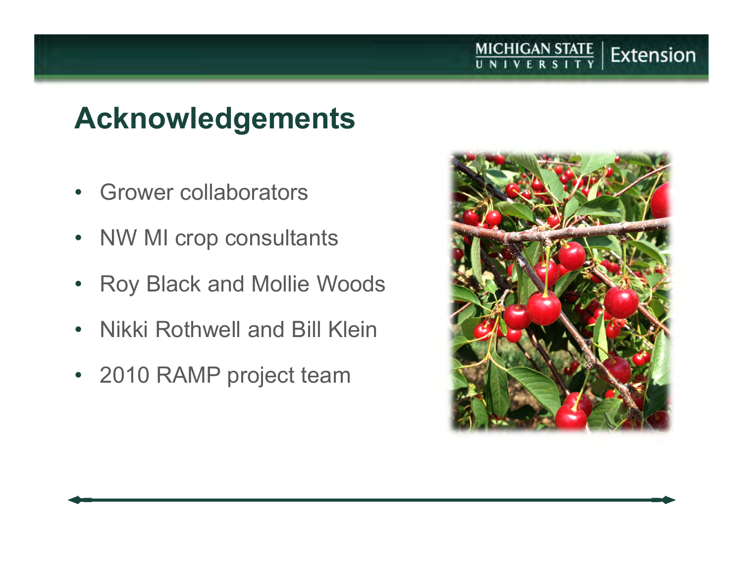# Acknowledgements

- Grower collaborators
- NW MI crop consultants
- Roy Black and Mollie Woods
- Nikki Rothwell and Bill Klein
- 2010 RAMP project team